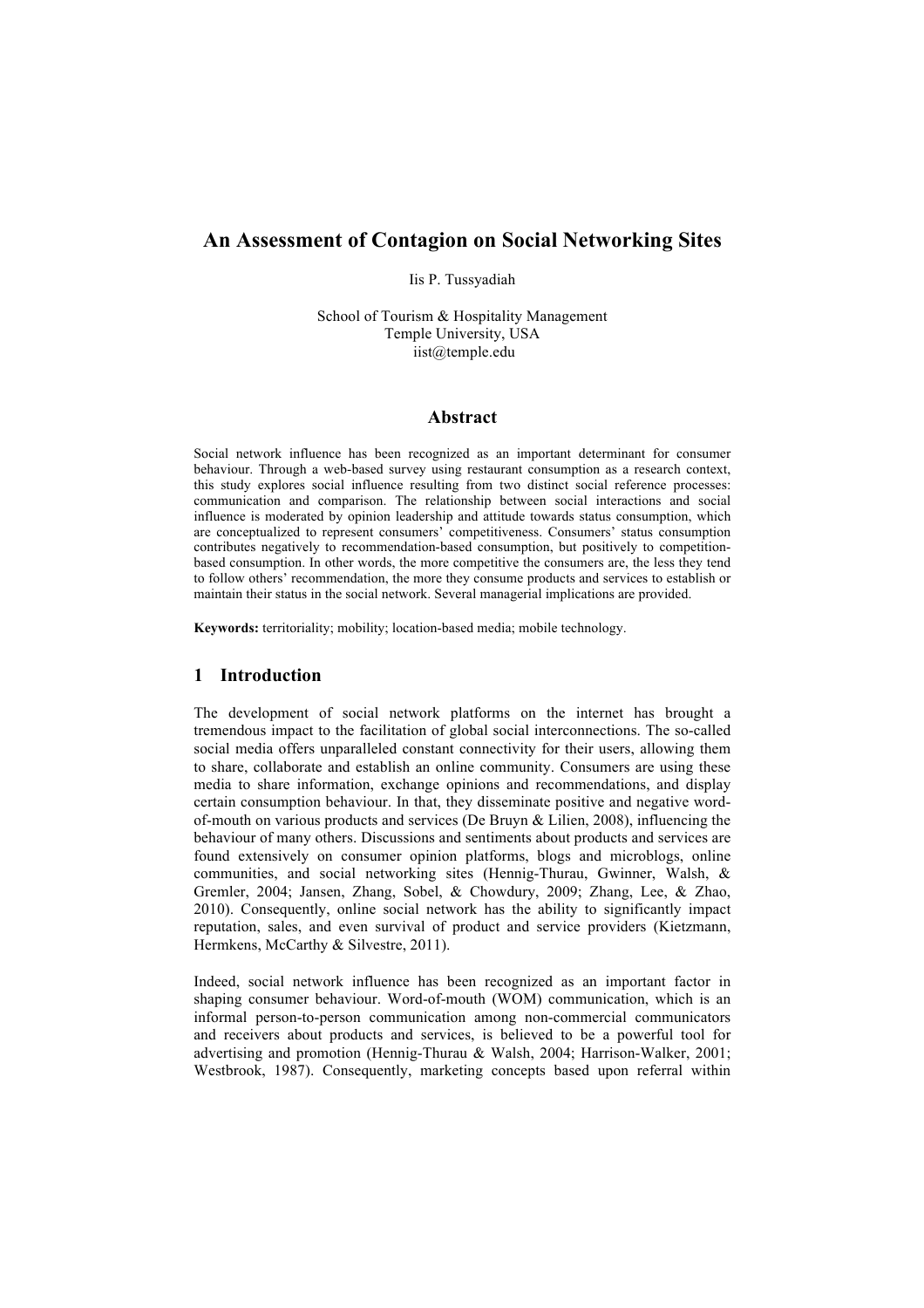# An Assessment of Contagion on Social Networking Sites

Iis P. Tussyadiah

School of Tourism & Hospitality Management
Temple University, USA
iist@temple.edu

## Abstract

Social network influence has been recognized as an important determinant for consumer behaviour. Through a web-based survey using restaurant consumption as a research context, this study explores social influence resulting from two distinct social reference processes: communication and comparison. The relationship between social interactions and social influence is moderated by opinion leadership and attitude towards status consumption, which are conceptualized to represent consumers' competitiveness. Consumers' status consumption contributes negatively to recommendation-based consumption, but positively to competition-based consumption. In other words, the more competitive the consumers are, the less they tend to follow others' recommendation, the more they consume products and services to establish or maintain their status in the social network. Several managerial implications are provided.

**Keywords:** territoriality; mobility; location-based media; mobile technology.

## 1 Introduction

The development of social network platforms on the internet has brought a tremendous impact to the facilitation of global social interconnections. The so-called social media offers unparalleled constant connectivity for their users, allowing them to share, collaborate and establish an online community. Consumers are using these media to share information, exchange opinions and recommendations, and display certain consumption behaviour. In that, they disseminate positive and negative word-of-mouth on various products and services (De Bruyn & Lilien, 2008), influencing the behaviour of many others. Discussions and sentiments about products and services are found extensively on consumer opinion platforms, blogs and microblogs, online communities, and social networking sites (Hennig-Thurau, Gwinner, Walsh, & Gremler, 2004; Jansen, Zhang, Sobel, & Chowdury, 2009; Zhang, Lee, & Zhao, 2010). Consequently, online social network has the ability to significantly impact reputation, sales, and even survival of product and service providers (Kietzmann, Hermkens, McCarthy & Silvestre, 2011).

Indeed, social network influence has been recognized as an important factor in shaping consumer behaviour. Word-of-mouth (WOM) communication, which is an informal person-to-person communication among non-commercial communicators and receivers about products and services, is believed to be a powerful tool for advertising and promotion (Hennig-Thurau & Walsh, 2004; Harrison-Walker, 2001; Westbrook, 1987). Consequently, marketing concepts based upon referral within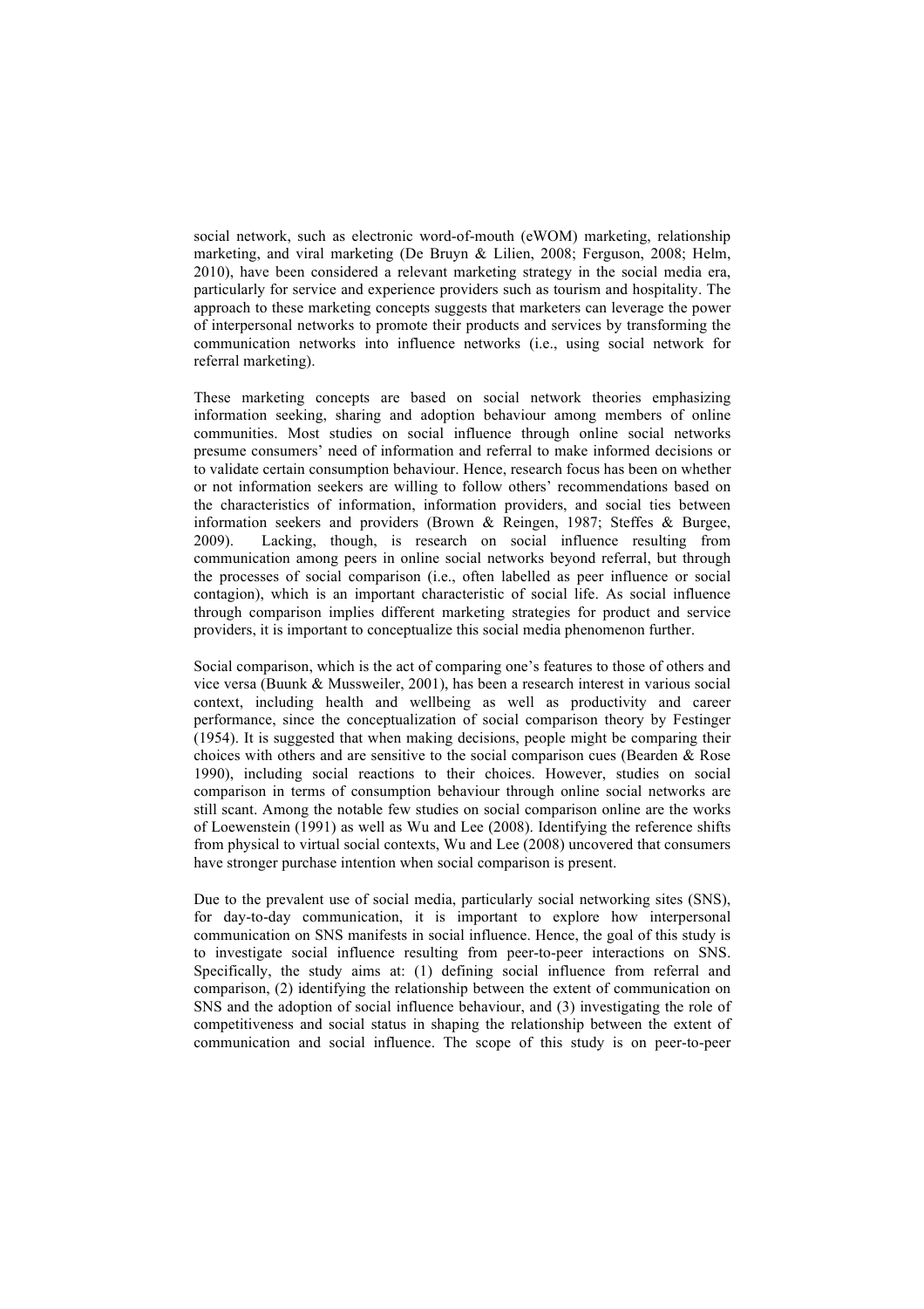social network, such as electronic word-of-mouth (eWOM) marketing, relationship marketing, and viral marketing (De Bruyn & Lilien, 2008; Ferguson, 2008; Helm, 2010), have been considered a relevant marketing strategy in the social media era, particularly for service and experience providers such as tourism and hospitality. The approach to these marketing concepts suggests that marketers can leverage the power of interpersonal networks to promote their products and services by transforming the communication networks into influence networks (i.e., using social network for referral marketing).

These marketing concepts are based on social network theories emphasizing information seeking, sharing and adoption behaviour among members of online communities. Most studies on social influence through online social networks presume consumers' need of information and referral to make informed decisions or to validate certain consumption behaviour. Hence, research focus has been on whether or not information seekers are willing to follow others' recommendations based on the characteristics of information, information providers, and social ties between information seekers and providers (Brown & Reingen, 1987; Steffes & Burgee, 2009). Lacking, though, is research on social influence resulting from communication among peers in online social networks beyond referral, but through the processes of social comparison (i.e., often labelled as peer influence or social contagion), which is an important characteristic of social life. As social influence through comparison implies different marketing strategies for product and service providers, it is important to conceptualize this social media phenomenon further.

Social comparison, which is the act of comparing one's features to those of others and vice versa (Buunk & Mussweiler, 2001), has been a research interest in various social context, including health and wellbeing as well as productivity and career performance, since the conceptualization of social comparison theory by Festinger (1954). It is suggested that when making decisions, people might be comparing their choices with others and are sensitive to the social comparison cues (Bearden & Rose 1990), including social reactions to their choices. However, studies on social comparison in terms of consumption behaviour through online social networks are still scant. Among the notable few studies on social comparison online are the works of Loewenstein (1991) as well as Wu and Lee (2008). Identifying the reference shifts from physical to virtual social contexts, Wu and Lee (2008) uncovered that consumers have stronger purchase intention when social comparison is present.

Due to the prevalent use of social media, particularly social networking sites (SNS), for day-to-day communication, it is important to explore how interpersonal communication on SNS manifests in social influence. Hence, the goal of this study is to investigate social influence resulting from peer-to-peer interactions on SNS. Specifically, the study aims at: (1) defining social influence from referral and comparison, (2) identifying the relationship between the extent of communication on SNS and the adoption of social influence behaviour, and (3) investigating the role of competitiveness and social status in shaping the relationship between the extent of communication and social influence. The scope of this study is on peer-to-peer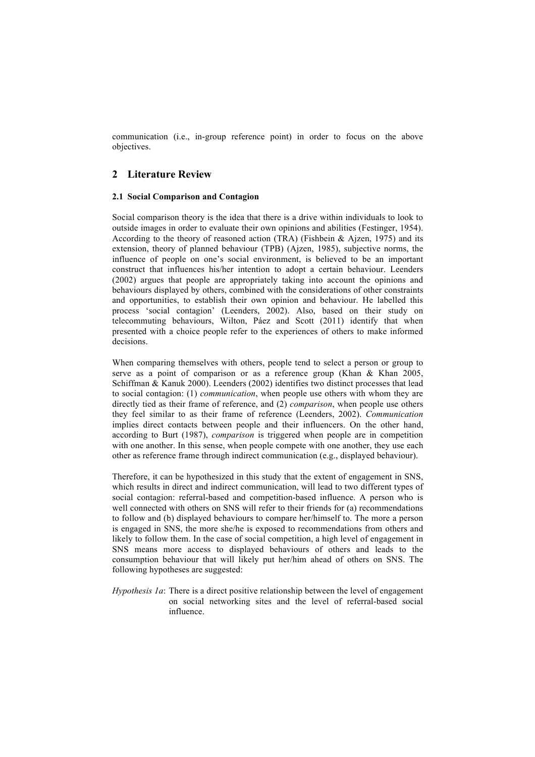communication (i.e., in-group reference point) in order to focus on the above objectives.

## 2 Literature Review

### 2.1 Social Comparison and Contagion

Social comparison theory is the idea that there is a drive within individuals to look to outside images in order to evaluate their own opinions and abilities (Festinger, 1954). According to the theory of reasoned action (TRA) (Fishbein & Ajzen, 1975) and its extension, theory of planned behaviour (TPB) (Ajzen, 1985), subjective norms, the influence of people on one's social environment, is believed to be an important construct that influences his/her intention to adopt a certain behaviour. Leenders (2002) argues that people are appropriately taking into account the opinions and behaviours displayed by others, combined with the considerations of other constraints and opportunities, to establish their own opinion and behaviour. He labelled this process 'social contagion' (Leenders, 2002). Also, based on their study on telecommuting behaviours, Wilton, Páez and Scott (2011) identify that when presented with a choice people refer to the experiences of others to make informed decisions.

When comparing themselves with others, people tend to select a person or group to serve as a point of comparison or as a reference group (Khan & Khan 2005, Schiffman & Kanuk 2000). Leenders (2002) identifies two distinct processes that lead to social contagion: (1) *communication*, when people use others with whom they are directly tied as their frame of reference, and (2) *comparison*, when people use others they feel similar to as their frame of reference (Leenders, 2002). *Communication* implies direct contacts between people and their influencers. On the other hand, according to Burt (1987), *comparison* is triggered when people are in competition with one another. In this sense, when people compete with one another, they use each other as reference frame through indirect communication (e.g., displayed behaviour).

Therefore, it can be hypothesized in this study that the extent of engagement in SNS, which results in direct and indirect communication, will lead to two different types of social contagion: referral-based and competition-based influence. A person who is well connected with others on SNS will refer to their friends for (a) recommendations to follow and (b) displayed behaviours to compare her/himself to. The more a person is engaged in SNS, the more she/he is exposed to recommendations from others and likely to follow them. In the case of social competition, a high level of engagement in SNS means more access to displayed behaviours of others and leads to the consumption behaviour that will likely put her/him ahead of others on SNS. The following hypotheses are suggested:

*Hypothesis 1a*: There is a direct positive relationship between the level of engagement on social networking sites and the level of referral-based social influence.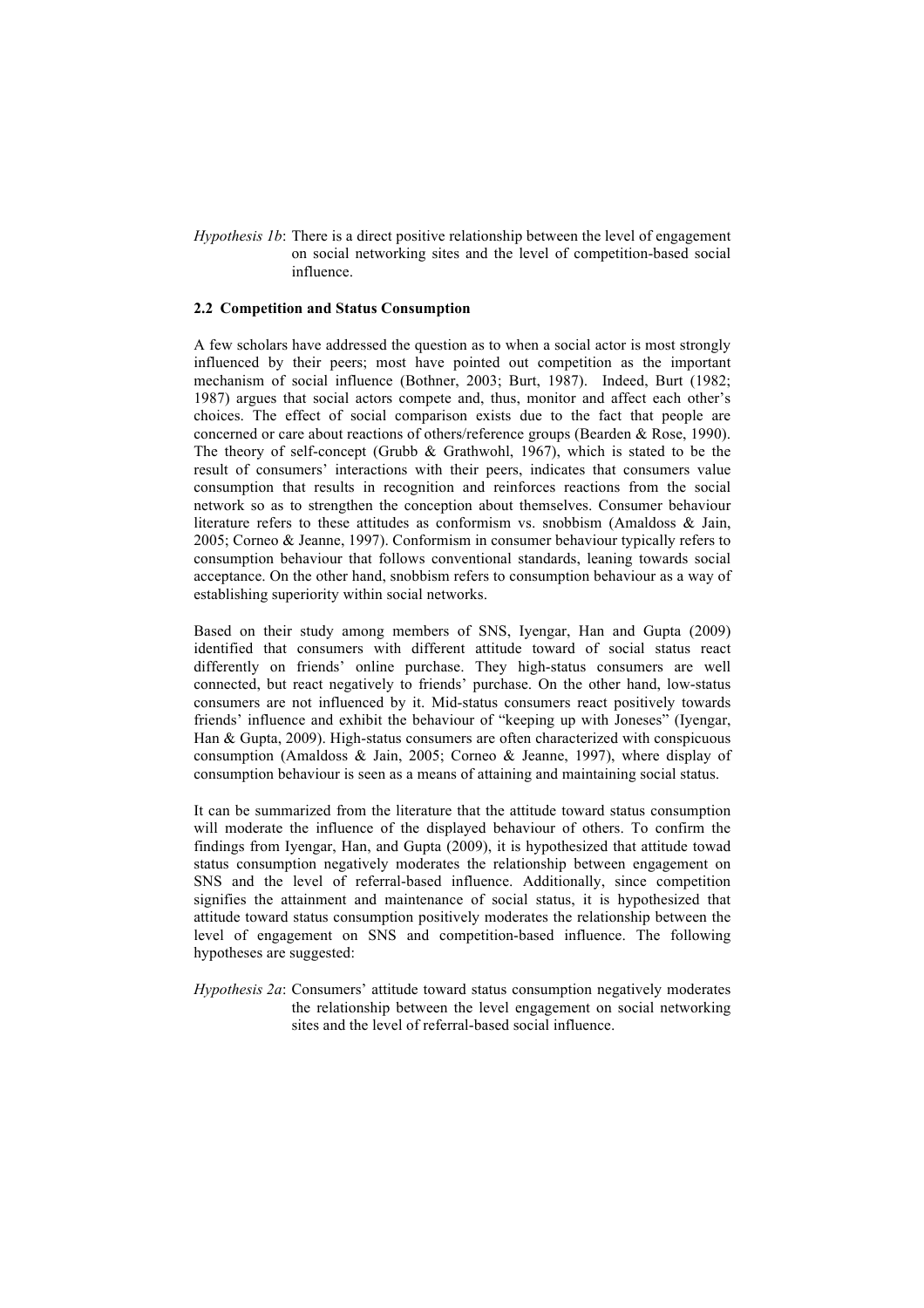*Hypothesis 1b*: There is a direct positive relationship between the level of engagement on social networking sites and the level of competition-based social influence.

### 2.2 Competition and Status Consumption

A few scholars have addressed the question as to when a social actor is most strongly influenced by their peers; most have pointed out competition as the important mechanism of social influence (Bothner, 2003; Burt, 1987). Indeed, Burt (1982; 1987) argues that social actors compete and, thus, monitor and affect each other's choices. The effect of social comparison exists due to the fact that people are concerned or care about reactions of others/reference groups (Bearden & Rose, 1990). The theory of self-concept (Grubb & Grathwohl, 1967), which is stated to be the result of consumers' interactions with their peers, indicates that consumers value consumption that results in recognition and reinforces reactions from the social network so as to strengthen the conception about themselves. Consumer behaviour literature refers to these attitudes as conformism vs. snobbism (Amaldoss & Jain, 2005; Corneo & Jeanne, 1997). Conformism in consumer behaviour typically refers to consumption behaviour that follows conventional standards, leaning towards social acceptance. On the other hand, snobbism refers to consumption behaviour as a way of establishing superiority within social networks.

Based on their study among members of SNS, Iyengar, Han and Gupta (2009) identified that consumers with different attitude toward of social status react differently on friends' online purchase. They high-status consumers are well connected, but react negatively to friends' purchase. On the other hand, low-status consumers are not influenced by it. Mid-status consumers react positively towards friends' influence and exhibit the behaviour of "keeping up with Joneses" (Iyengar, Han & Gupta, 2009). High-status consumers are often characterized with conspicuous consumption (Amaldoss & Jain, 2005; Corneo & Jeanne, 1997), where display of consumption behaviour is seen as a means of attaining and maintaining social status.

It can be summarized from the literature that the attitude toward status consumption will moderate the influence of the displayed behaviour of others. To confirm the findings from Iyengar, Han, and Gupta (2009), it is hypothesized that attitude towad status consumption negatively moderates the relationship between engagement on SNS and the level of referral-based influence. Additionally, since competition signifies the attainment and maintenance of social status, it is hypothesized that attitude toward status consumption positively moderates the relationship between the level of engagement on SNS and competition-based influence. The following hypotheses are suggested:

*Hypothesis 2a*: Consumers' attitude toward status consumption negatively moderates the relationship between the level engagement on social networking sites and the level of referral-based social influence.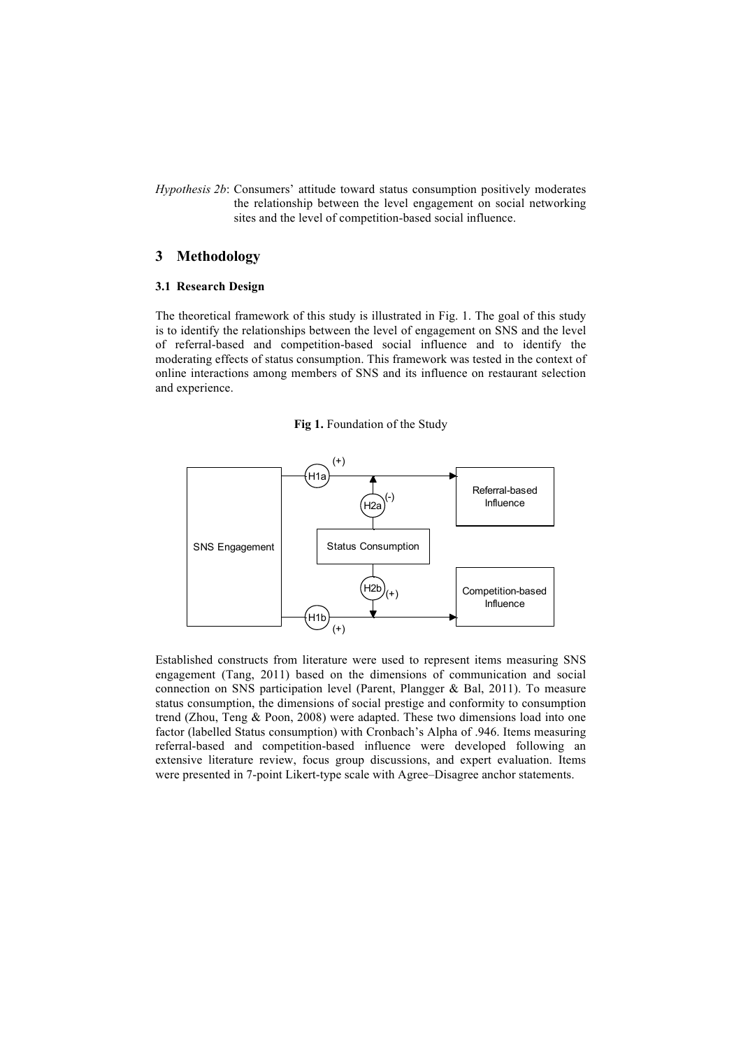*Hypothesis 2b*: Consumers' attitude toward status consumption positively moderates the relationship between the level engagement on social networking sites and the level of competition-based social influence.

## 3 Methodology

### 3.1 Research Design

The theoretical framework of this study is illustrated in Fig. 1. The goal of this study is to identify the relationships between the level of engagement on SNS and the level of referral-based and competition-based social influence and to identify the moderating effects of status consumption. This framework was tested in the context of online interactions among members of SNS and its influence on restaurant selection and experience.

**Fig 1.** Foundation of the Study

Established constructs from literature were used to represent items measuring SNS engagement (Tang, 2011) based on the dimensions of communication and social connection on SNS participation level (Parent, Plangger & Bal, 2011). To measure status consumption, the dimensions of social prestige and conformity to consumption trend (Zhou, Teng & Poon, 2008) were adapted. These two dimensions load into one factor (labelled Status consumption) with Cronbach's Alpha of .946. Items measuring referral-based and competition-based influence were developed following an extensive literature review, focus group discussions, and expert evaluation. Items were presented in 7-point Likert-type scale with Agree–Disagree anchor statements.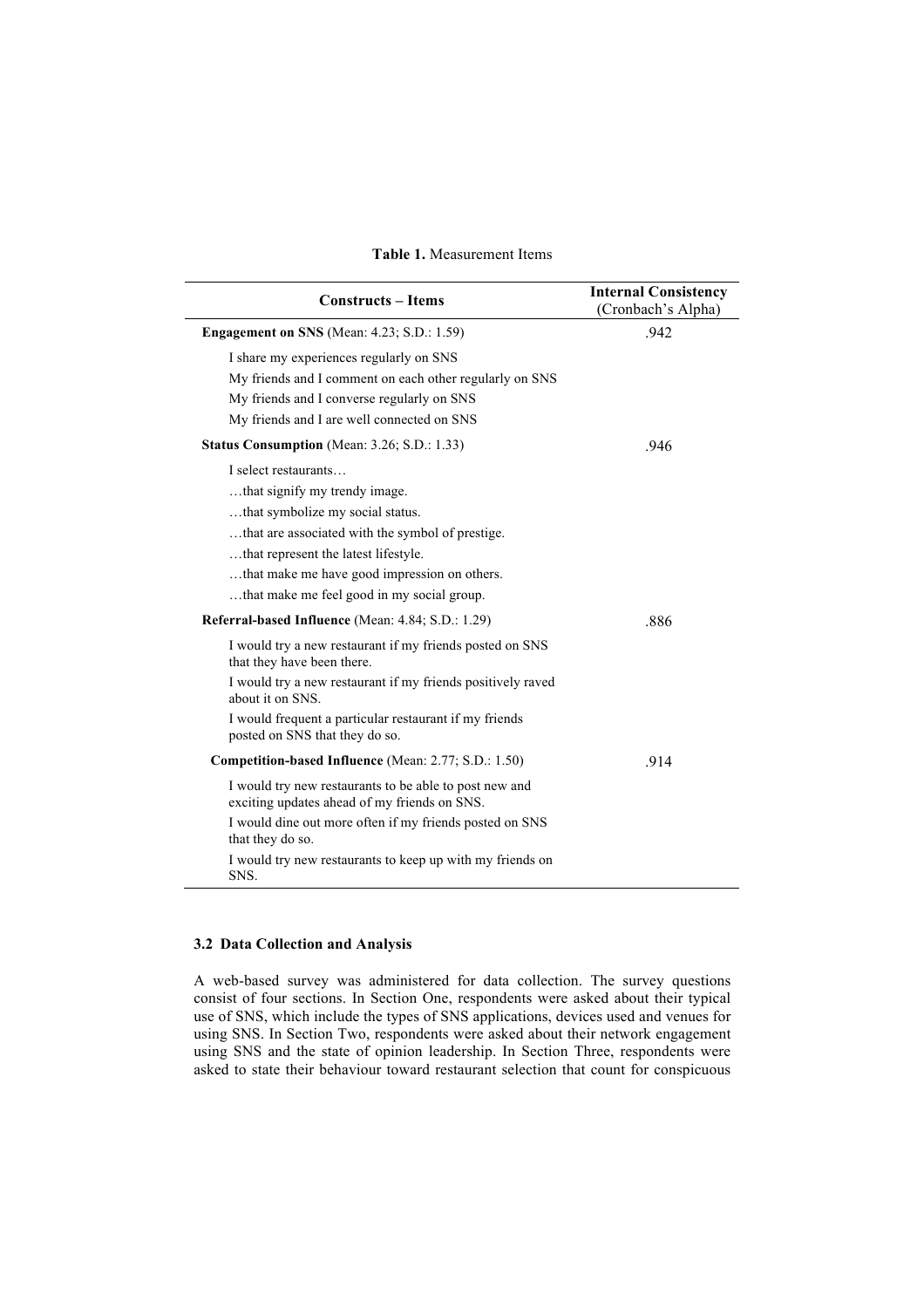**Table 1.** Measurement Items

| Constructs – Items | Internal Consistency (Cronbach's Alpha) |
|---|---|
| **Engagement on SNS** (Mean: 4.23; S.D.: 1.59) | .942 |
| I share my experiences regularly on SNS | |
| My friends and I comment on each other regularly on SNS | |
| My friends and I converse regularly on SNS | |
| My friends and I are well connected on SNS | |
| **Status Consumption** (Mean: 3.26; S.D.: 1.33) | .946 |
| I select restaurants… | |
| …that signify my trendy image. | |
| …that symbolize my social status. | |
| …that are associated with the symbol of prestige. | |
| …that represent the latest lifestyle. | |
| …that make me have good impression on others. | |
| …that make me feel good in my social group. | |
| **Referral-based Influence** (Mean: 4.84; S.D.: 1.29) | .886 |
| I would try a new restaurant if my friends posted on SNS that they have been there. | |
| I would try a new restaurant if my friends positively raved about it on SNS. | |
| I would frequent a particular restaurant if my friends posted on SNS that they do so. | |
| **Competition-based Influence** (Mean: 2.77; S.D.: 1.50) | .914 |
| I would try new restaurants to be able to post new and exciting updates ahead of my friends on SNS. | |
| I would dine out more often if my friends posted on SNS that they do so. | |
| I would try new restaurants to keep up with my friends on SNS. | |

### 3.2 Data Collection and Analysis

A web-based survey was administered for data collection. The survey questions consist of four sections. In Section One, respondents were asked about their typical use of SNS, which include the types of SNS applications, devices used and venues for using SNS. In Section Two, respondents were asked about their network engagement using SNS and the state of opinion leadership. In Section Three, respondents were asked to state their behaviour toward restaurant selection that count for conspicuous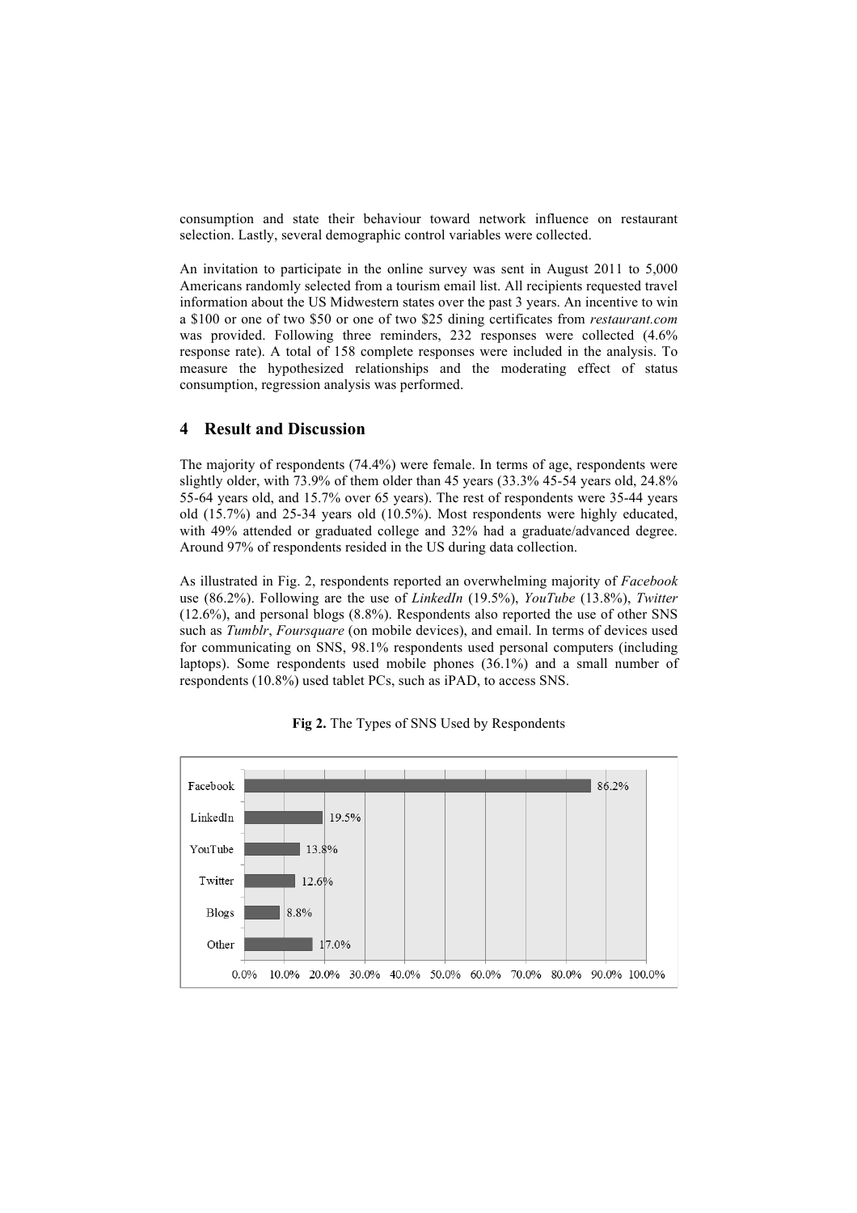consumption and state their behaviour toward network influence on restaurant selection. Lastly, several demographic control variables were collected.

An invitation to participate in the online survey was sent in August 2011 to 5,000 Americans randomly selected from a tourism email list. All recipients requested travel information about the US Midwestern states over the past 3 years. An incentive to win a $100 or one of two $50 or one of two $25 dining certificates from *restaurant.com* was provided. Following three reminders, 232 responses were collected (4.6% response rate). A total of 158 complete responses were included in the analysis. To measure the hypothesized relationships and the moderating effect of status consumption, regression analysis was performed.

## 4 Result and Discussion

The majority of respondents (74.4%) were female. In terms of age, respondents were slightly older, with 73.9% of them older than 45 years (33.3% 45-54 years old, 24.8% 55-64 years old, and 15.7% over 65 years). The rest of respondents were 35-44 years old (15.7%) and 25-34 years old (10.5%). Most respondents were highly educated, with 49% attended or graduated college and 32% had a graduate/advanced degree. Around 97% of respondents resided in the US during data collection.

As illustrated in Fig. 2, respondents reported an overwhelming majority of *Facebook* use (86.2%). Following are the use of *LinkedIn* (19.5%), *YouTube* (13.8%), *Twitter* (12.6%), and personal blogs (8.8%). Respondents also reported the use of other SNS such as *Tumblr*, *Foursquare* (on mobile devices), and email. In terms of devices used for communicating on SNS, 98.1% respondents used personal computers (including laptops). Some respondents used mobile phones (36.1%) and a small number of respondents (10.8%) used tablet PCs, such as iPAD, to access SNS.

**Fig 2.** The Types of SNS Used by Respondents

| SNS | Percentage |
|---|---|
| Facebook | 86.2% |
| LinkedIn | 19.5% |
| YouTube | 13.8% |
| Twitter | 12.6% |
| Blogs | 8.8% |
| Other | 17.0% |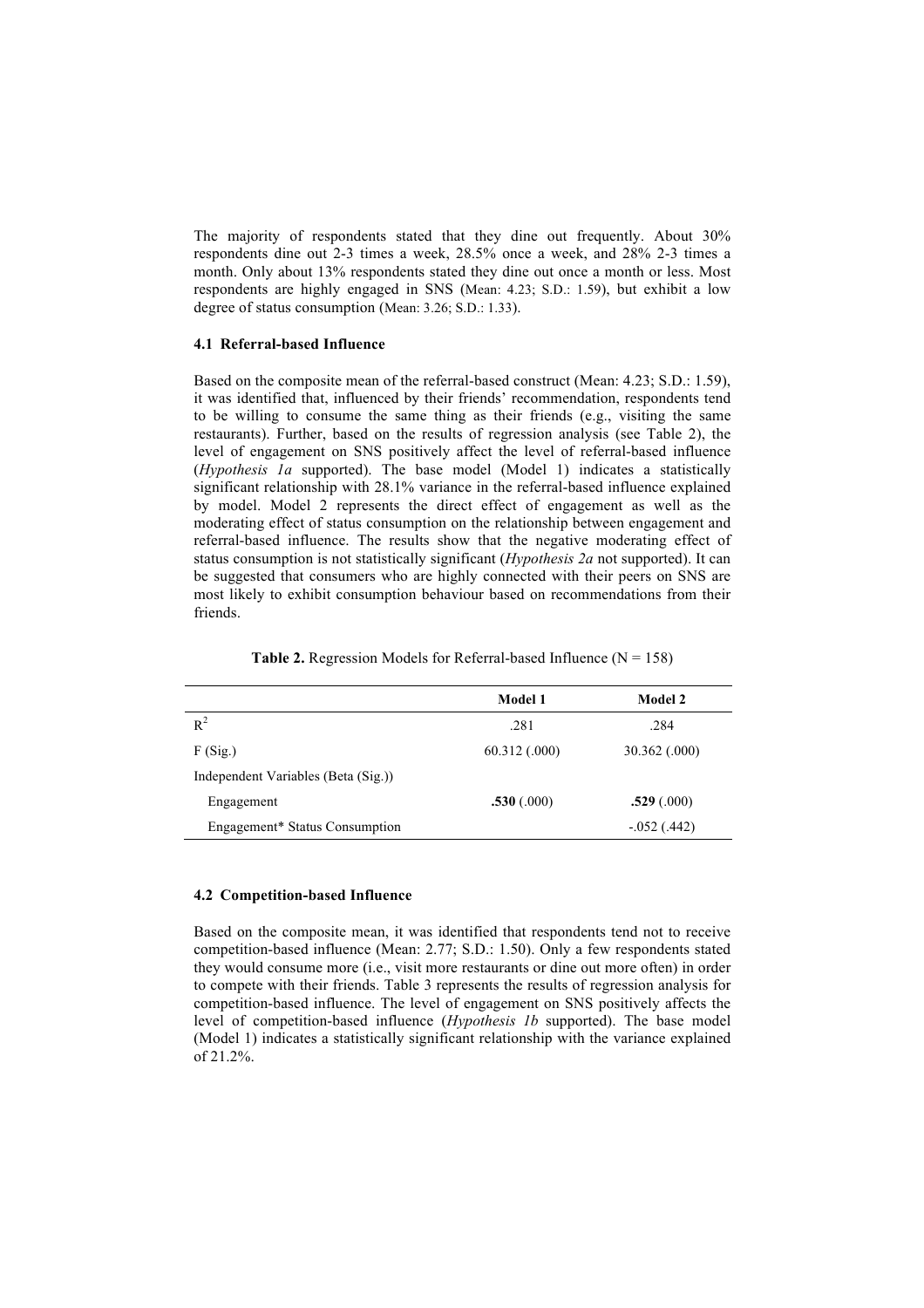The majority of respondents stated that they dine out frequently. About 30% respondents dine out 2-3 times a week, 28.5% once a week, and 28% 2-3 times a month. Only about 13% respondents stated they dine out once a month or less. Most respondents are highly engaged in SNS (Mean: 4.23; S.D.: 1.59), but exhibit a low degree of status consumption (Mean: 3.26; S.D.: 1.33).

### 4.1 Referral-based Influence

Based on the composite mean of the referral-based construct (Mean: 4.23; S.D.: 1.59), it was identified that, influenced by their friends' recommendation, respondents tend to be willing to consume the same thing as their friends (e.g., visiting the same restaurants). Further, based on the results of regression analysis (see Table 2), the level of engagement on SNS positively affect the level of referral-based influence (*Hypothesis 1a* supported). The base model (Model 1) indicates a statistically significant relationship with 28.1% variance in the referral-based influence explained by model. Model 2 represents the direct effect of engagement as well as the moderating effect of status consumption on the relationship between engagement and referral-based influence. The results show that the negative moderating effect of status consumption is not statistically significant (*Hypothesis 2a* not supported). It can be suggested that consumers who are highly connected with their peers on SNS are most likely to exhibit consumption behaviour based on recommendations from their friends.

**Table 2.** Regression Models for Referral-based Influence (N = 158)

| | Model 1 | Model 2 |
|---|---|---|
| $R^2$ | .281 | .284 |
| F (Sig.) | 60.312 (.000) | 30.362 (.000) |
| Independent Variables (Beta (Sig.)) | | |
| Engagement | **.530** (.000) | **.529** (.000) |
| Engagement* Status Consumption | | -.052 (.442) |

### 4.2 Competition-based Influence

Based on the composite mean, it was identified that respondents tend not to receive competition-based influence (Mean: 2.77; S.D.: 1.50). Only a few respondents stated they would consume more (i.e., visit more restaurants or dine out more often) in order to compete with their friends. Table 3 represents the results of regression analysis for competition-based influence. The level of engagement on SNS positively affects the level of competition-based influence (*Hypothesis 1b* supported). The base model (Model 1) indicates a statistically significant relationship with the variance explained of 21.2%.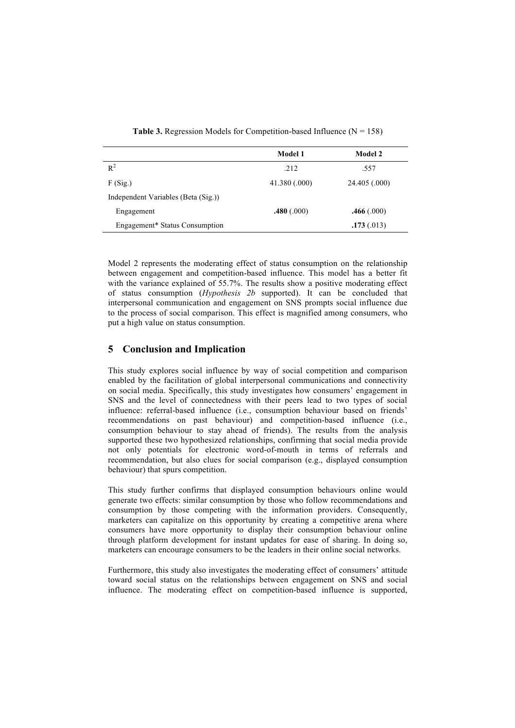**Table 3.** Regression Models for Competition-based Influence (N = 158)

| | Model 1 | Model 2 |
|---|---|---|
| $R^2$ | .212 | .557 |
| F (Sig.) | 41.380 (.000) | 24.405 (.000) |
| Independent Variables (Beta (Sig.)) | | |
| Engagement | **.480** (.000) | **.466** (.000) |
| Engagement* Status Consumption | | **.173** (.013) |

Model 2 represents the moderating effect of status consumption on the relationship between engagement and competition-based influence. This model has a better fit with the variance explained of 55.7%. The results show a positive moderating effect of status consumption (*Hypothesis 2b* supported). It can be concluded that interpersonal communication and engagement on SNS prompts social influence due to the process of social comparison. This effect is magnified among consumers, who put a high value on status consumption.

## 5 Conclusion and Implication

This study explores social influence by way of social competition and comparison enabled by the facilitation of global interpersonal communications and connectivity on social media. Specifically, this study investigates how consumers' engagement in SNS and the level of connectedness with their peers lead to two types of social influence: referral-based influence (i.e., consumption behaviour based on friends' recommendations on past behaviour) and competition-based influence (i.e., consumption behaviour to stay ahead of friends). The results from the analysis supported these two hypothesized relationships, confirming that social media provide not only potentials for electronic word-of-mouth in terms of referrals and recommendation, but also clues for social comparison (e.g., displayed consumption behaviour) that spurs competition.

This study further confirms that displayed consumption behaviours online would generate two effects: similar consumption by those who follow recommendations and consumption by those competing with the information providers. Consequently, marketers can capitalize on this opportunity by creating a competitive arena where consumers have more opportunity to display their consumption behaviour online through platform development for instant updates for ease of sharing. In doing so, marketers can encourage consumers to be the leaders in their online social networks.

Furthermore, this study also investigates the moderating effect of consumers' attitude toward social status on the relationships between engagement on SNS and social influence. The moderating effect on competition-based influence is supported,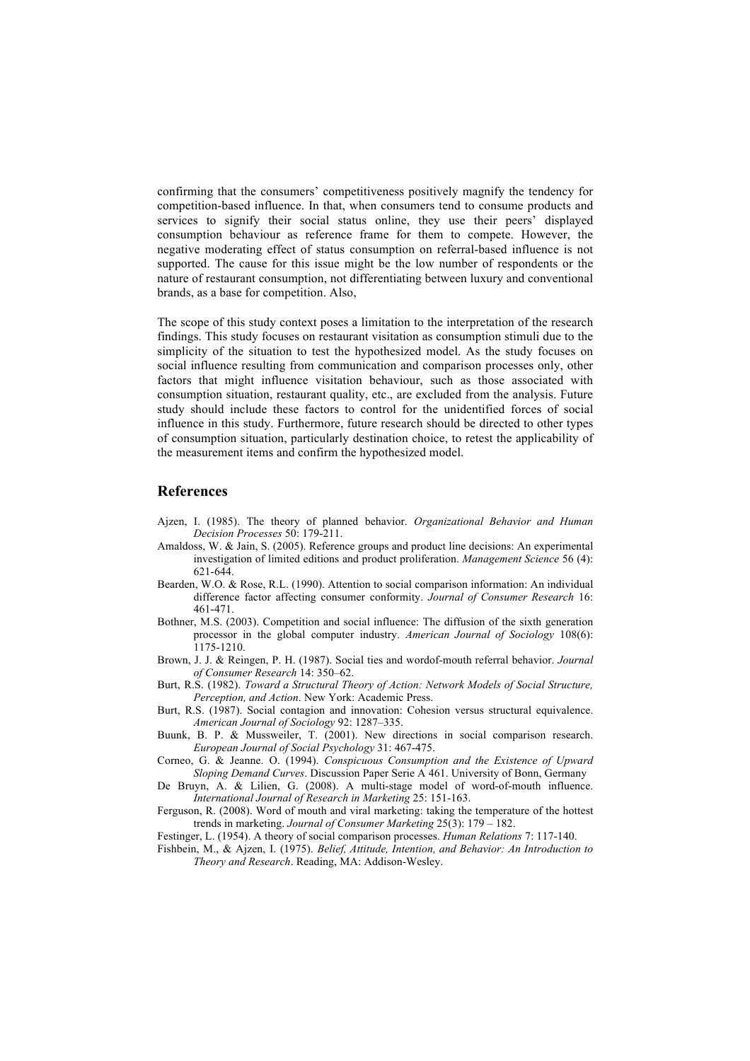confirming that the consumers' competitiveness positively magnify the tendency for competition-based influence. In that, when consumers tend to consume products and services to signify their social status online, they use their peers' displayed consumption behaviour as reference frame for them to compete. However, the negative moderating effect of status consumption on referral-based influence is not supported. The cause for this issue might be the low number of respondents or the nature of restaurant consumption, not differentiating between luxury and conventional brands, as a base for competition. Also,

The scope of this study context poses a limitation to the interpretation of the research findings. This study focuses on restaurant visitation as consumption stimuli due to the simplicity of the situation to test the hypothesized model. As the study focuses on social influence resulting from communication and comparison processes only, other factors that might influence visitation behaviour, such as those associated with consumption situation, restaurant quality, etc., are excluded from the analysis. Future study should include these factors to control for the unidentified forces of social influence in this study. Furthermore, future research should be directed to other types of consumption situation, particularly destination choice, to retest the applicability of the measurement items and confirm the hypothesized model.

## References

Ajzen, I. (1985). The theory of planned behavior. *Organizational Behavior and Human Decision Processes* 50: 179-211.

Amaldoss, W. & Jain, S. (2005). Reference groups and product line decisions: An experimental investigation of limited editions and product proliferation. *Management Science* 56 (4): 621-644.

Bearden, W.O. & Rose, R.L. (1990). Attention to social comparison information: An individual difference factor affecting consumer conformity. *Journal of Consumer Research* 16: 461-471.

Bothner, M.S. (2003). Competition and social influence: The diffusion of the sixth generation processor in the global computer industry. *American Journal of Sociology* 108(6): 1175-1210.

Brown, J. J. & Reingen, P. H. (1987). Social ties and wordof-mouth referral behavior. *Journal of Consumer Research* 14: 350–62.

Burt, R.S. (1982). *Toward a Structural Theory of Action: Network Models of Social Structure, Perception, and Action*. New York: Academic Press.

Burt, R.S. (1987). Social contagion and innovation: Cohesion versus structural equivalence. *American Journal of Sociology* 92: 1287–335.

Buunk, B. P. & Mussweiler, T. (2001). New directions in social comparison research. *European Journal of Social Psychology* 31: 467-475.

Corneo, G. & Jeanne. O. (1994). *Conspicuous Consumption and the Existence of Upward Sloping Demand Curves*. Discussion Paper Serie A 461. University of Bonn, Germany

De Bruyn, A. & Lilien, G. (2008). A multi-stage model of word-of-mouth influence. *International Journal of Research in Marketing* 25: 151-163.

Ferguson, R. (2008). Word of mouth and viral marketing: taking the temperature of the hottest trends in marketing. *Journal of Consumer Marketing* 25(3): 179 – 182.

Festinger, L. (1954). A theory of social comparison processes. *Human Relations* 7: 117-140.

Fishbein, M., & Ajzen, I. (1975). *Belief, Attitude, Intention, and Behavior: An Introduction to Theory and Research*. Reading, MA: Addison-Wesley.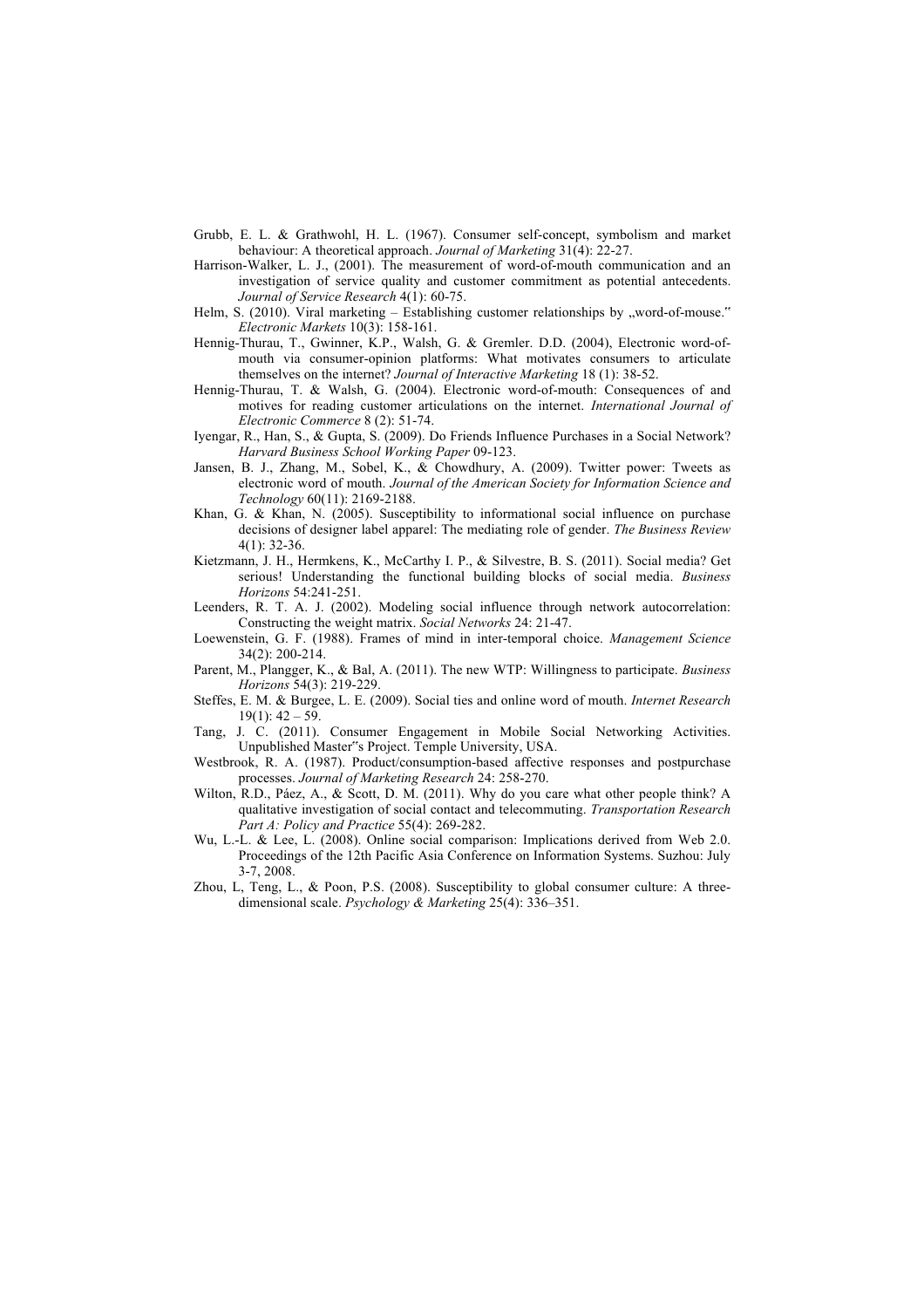Grubb, E. L. & Grathwohl, H. L. (1967). Consumer self-concept, symbolism and market behaviour: A theoretical approach. *Journal of Marketing* 31(4): 22-27.

Harrison-Walker, L. J., (2001). The measurement of word-of-mouth communication and an investigation of service quality and customer commitment as potential antecedents. *Journal of Service Research* 4(1): 60-75.

Helm, S. (2010). Viral marketing – Establishing customer relationships by „word-of-mouse." *Electronic Markets* 10(3): 158-161.

Hennig-Thurau, T., Gwinner, K.P., Walsh, G. & Gremler. D.D. (2004), Electronic word-of-mouth via consumer-opinion platforms: What motivates consumers to articulate themselves on the internet? *Journal of Interactive Marketing* 18 (1): 38-52.

Hennig-Thurau, T. & Walsh, G. (2004). Electronic word-of-mouth: Consequences of and motives for reading customer articulations on the internet. *International Journal of Electronic Commerce* 8 (2): 51-74.

Iyengar, R., Han, S., & Gupta, S. (2009). Do Friends Influence Purchases in a Social Network? *Harvard Business School Working Paper* 09-123.

Jansen, B. J., Zhang, M., Sobel, K., & Chowdhury, A. (2009). Twitter power: Tweets as electronic word of mouth. *Journal of the American Society for Information Science and Technology* 60(11): 2169-2188.

Khan, G. & Khan, N. (2005). Susceptibility to informational social influence on purchase decisions of designer label apparel: The mediating role of gender. *The Business Review* 4(1): 32-36.

Kietzmann, J. H., Hermkens, K., McCarthy I. P., & Silvestre, B. S. (2011). Social media? Get serious! Understanding the functional building blocks of social media. *Business Horizons* 54:241-251.

Leenders, R. T. A. J. (2002). Modeling social influence through network autocorrelation: Constructing the weight matrix. *Social Networks* 24: 21-47.

Loewenstein, G. F. (1988). Frames of mind in inter-temporal choice. *Management Science* 34(2): 200-214.

Parent, M., Plangger, K., & Bal, A. (2011). The new WTP: Willingness to participate. *Business Horizons* 54(3): 219-229.

Steffes, E. M. & Burgee, L. E. (2009). Social ties and online word of mouth. *Internet Research* 19(1): 42 – 59.

Tang, J. C. (2011). Consumer Engagement in Mobile Social Networking Activities. Unpublished Master"s Project. Temple University, USA.

Westbrook, R. A. (1987). Product/consumption-based affective responses and postpurchase processes. *Journal of Marketing Research* 24: 258-270.

Wilton, R.D., Páez, A., & Scott, D. M. (2011). Why do you care what other people think? A qualitative investigation of social contact and telecommuting. *Transportation Research Part A: Policy and Practice* 55(4): 269-282.

Wu, L.-L. & Lee, L. (2008). Online social comparison: Implications derived from Web 2.0. Proceedings of the 12th Pacific Asia Conference on Information Systems. Suzhou: July 3-7, 2008.

Zhou, L, Teng, L., & Poon, P.S. (2008). Susceptibility to global consumer culture: A three-dimensional scale. *Psychology & Marketing* 25(4): 336–351.